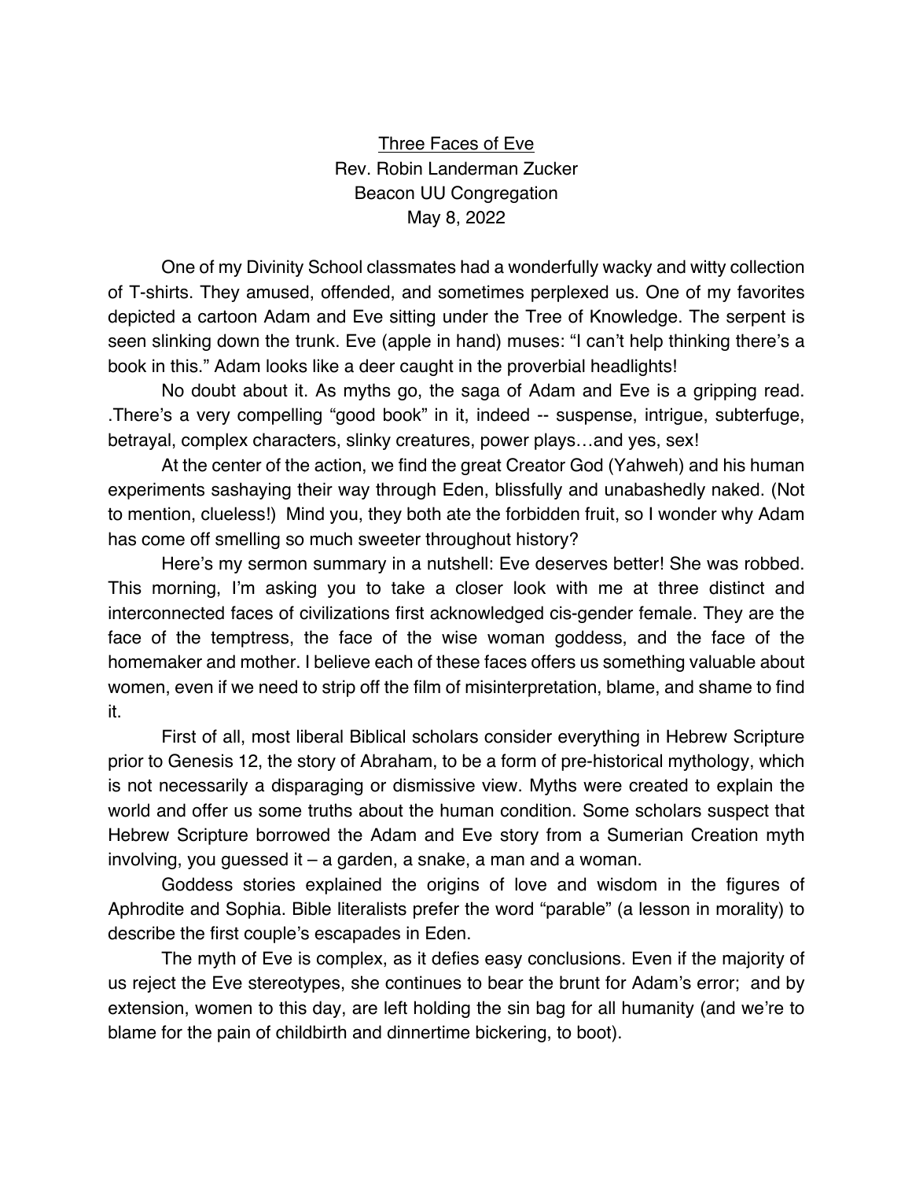<u>Three Faces of Eve</u>

Rev. Robin Landerman Zucker

Beacon UU Congregation

May 8, 2022

One of my Divinity School classmates had a wonderfully wacky and witty collection of T-shirts. They amused, offended, and sometimes perplexed us. One of my favorites depicted a cartoon Adam and Eve sitting under the Tree of Knowledge. The serpent is seen slinking down the trunk. Eve (apple in hand) muses: "I can't help thinking there's a book in this." Adam looks like a deer caught in the proverbial headlights!

No doubt about it. As myths go, the saga of Adam and Eve is a gripping read. .There's a very compelling "good book" in it, indeed -- suspense, intrigue, subterfuge, betrayal, complex characters, slinky creatures, power plays…and yes, sex!

At the center of the action, we find the great Creator God (Yahweh) and his human experiments sashaying their way through Eden, blissfully and unabashedly naked. (Not to mention, clueless!) Mind you, they both ate the forbidden fruit, so I wonder why Adam has come off smelling so much sweeter throughout history?

Here's my sermon summary in a nutshell: Eve deserves better! She was robbed. This morning, I'm asking you to take a closer look with me at three distinct and interconnected faces of civilizations first acknowledged cis-gender female. They are the face of the temptress, the face of the wise woman goddess, and the face of the homemaker and mother. I believe each of these faces offers us something valuable about women, even if we need to strip off the film of misinterpretation, blame, and shame to find it.

First of all, most liberal Biblical scholars consider everything in Hebrew Scripture prior to Genesis 12, the story of Abraham, to be a form of pre-historical mythology, which is not necessarily a disparaging or dismissive view. Myths were created to explain the world and offer us some truths about the human condition. Some scholars suspect that Hebrew Scripture borrowed the Adam and Eve story from a Sumerian Creation myth involving, you guessed it – a garden, a snake, a man and a woman.

Goddess stories explained the origins of love and wisdom in the figures of Aphrodite and Sophia. Bible literalists prefer the word "parable" (a lesson in morality) to describe the first couple's escapades in Eden.

The myth of Eve is complex, as it defies easy conclusions. Even if the majority of us reject the Eve stereotypes, she continues to bear the brunt for Adam's error; and by extension, women to this day, are left holding the sin bag for all humanity (and we're to blame for the pain of childbirth and dinnertime bickering, to boot).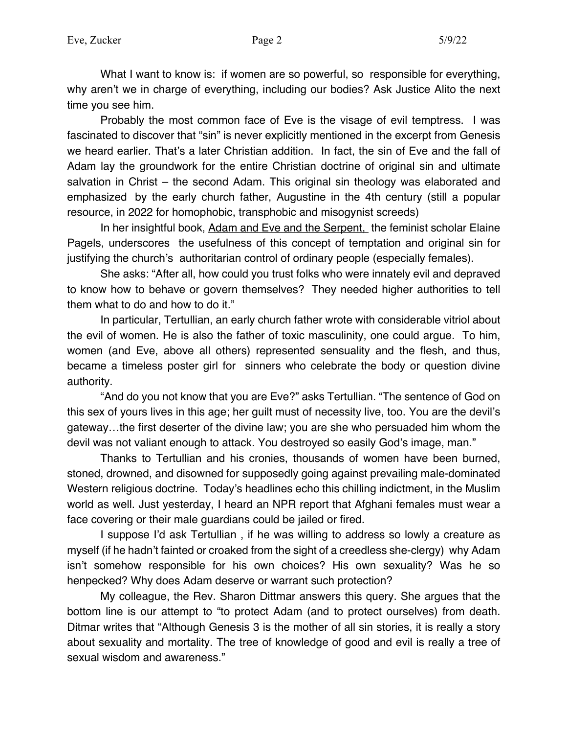What I want to know is: if women are so powerful, so responsible for everything, why aren't we in charge of everything, including our bodies? Ask Justice Alito the next time you see him.

Probably the most common face of Eve is the visage of evil temptress. I was fascinated to discover that "sin" is never explicitly mentioned in the excerpt from Genesis we heard earlier. That's a later Christian addition. In fact, the sin of Eve and the fall of Adam lay the groundwork for the entire Christian doctrine of original sin and ultimate salvation in Christ – the second Adam. This original sin theology was elaborated and emphasized by the early church father, Augustine in the 4th century (still a popular resource, in 2022 for homophobic, transphobic and misogynist screeds)

In her insightful book, <u>Adam and Eve and the Serpent,</u> the feminist scholar Elaine Pagels, underscores the usefulness of this concept of temptation and original sin for justifying the church's authoritarian control of ordinary people (especially females).

She asks: "After all, how could you trust folks who were innately evil and depraved to know how to behave or govern themselves? They needed higher authorities to tell them what to do and how to do it."

In particular, Tertullian, an early church father wrote with considerable vitriol about the evil of women. He is also the father of toxic masculinity, one could argue. To him, women (and Eve, above all others) represented sensuality and the flesh, and thus, became a timeless poster girl for sinners who celebrate the body or question divine authority.

"And do you not know that you are Eve?" asks Tertullian. "The sentence of God on this sex of yours lives in this age; her guilt must of necessity live, too. You are the devil's gateway…the first deserter of the divine law; you are she who persuaded him whom the devil was not valiant enough to attack. You destroyed so easily God's image, man."

Thanks to Tertullian and his cronies, thousands of women have been burned, stoned, drowned, and disowned for supposedly going against prevailing male-dominated Western religious doctrine. Today's headlines echo this chilling indictment, in the Muslim world as well. Just yesterday, I heard an NPR report that Afghani females must wear a face covering or their male guardians could be jailed or fired.

I suppose I'd ask Tertullian , if he was willing to address so lowly a creature as myself (if he hadn't fainted or croaked from the sight of a creedless she-clergy) why Adam isn't somehow responsible for his own choices? His own sexuality? Was he so henpecked? Why does Adam deserve or warrant such protection?

My colleague, the Rev. Sharon Dittmar answers this query. She argues that the bottom line is our attempt to "to protect Adam (and to protect ourselves) from death. Ditmar writes that "Although Genesis 3 is the mother of all sin stories, it is really a story about sexuality and mortality. The tree of knowledge of good and evil is really a tree of sexual wisdom and awareness."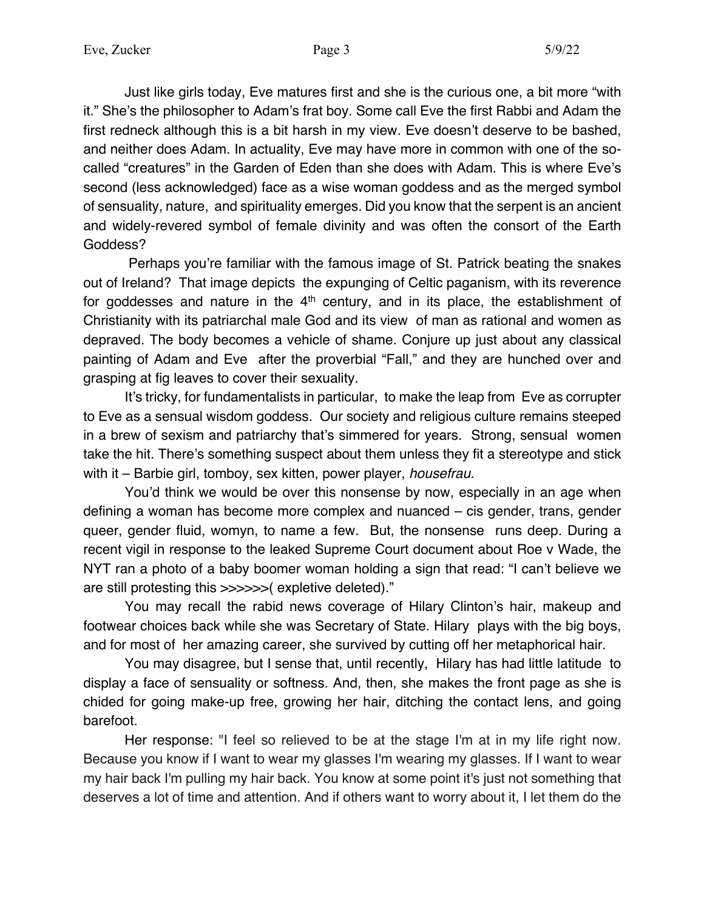Just like girls today, Eve matures first and she is the curious one, a bit more "with it." She's the philosopher to Adam's frat boy. Some call Eve the first Rabbi and Adam the first redneck although this is a bit harsh in my view. Eve doesn't deserve to be bashed, and neither does Adam. In actuality, Eve may have more in common with one of the so-called "creatures" in the Garden of Eden than she does with Adam. This is where Eve's second (less acknowledged) face as a wise woman goddess and as the merged symbol of sensuality, nature, and spirituality emerges. Did you know that the serpent is an ancient and widely-revered symbol of female divinity and was often the consort of the Earth Goddess?

Perhaps you're familiar with the famous image of St. Patrick beating the snakes out of Ireland? That image depicts the expunging of Celtic paganism, with its reverence for goddesses and nature in the 4th century, and in its place, the establishment of Christianity with its patriarchal male God and its view of man as rational and women as depraved. The body becomes a vehicle of shame. Conjure up just about any classical painting of Adam and Eve after the proverbial "Fall," and they are hunched over and grasping at fig leaves to cover their sexuality.

It's tricky, for fundamentalists in particular, to make the leap from Eve as corrupter to Eve as a sensual wisdom goddess. Our society and religious culture remains steeped in a brew of sexism and patriarchy that's simmered for years. Strong, sensual women take the hit. There's something suspect about them unless they fit a stereotype and stick with it – Barbie girl, tomboy, sex kitten, power player, *housefrau.*

You'd think we would be over this nonsense by now, especially in an age when defining a woman has become more complex and nuanced – cis gender, trans, gender queer, gender fluid, womyn, to name a few. But, the nonsense runs deep. During a recent vigil in response to the leaked Supreme Court document about Roe v Wade, the NYT ran a photo of a baby boomer woman holding a sign that read: "I can't believe we are still protesting this >>>>>>( expletive deleted)."

You may recall the rabid news coverage of Hilary Clinton's hair, makeup and footwear choices back while she was Secretary of State. Hilary plays with the big boys, and for most of her amazing career, she survived by cutting off her metaphorical hair.

You may disagree, but I sense that, until recently, Hilary has had little latitude to display a face of sensuality or softness. And, then, she makes the front page as she is chided for going make-up free, growing her hair, ditching the contact lens, and going barefoot.

Her response: "I feel so relieved to be at the stage I'm at in my life right now. Because you know if I want to wear my glasses I'm wearing my glasses. If I want to wear my hair back I'm pulling my hair back. You know at some point it's just not something that deserves a lot of time and attention. And if others want to worry about it, I let them do the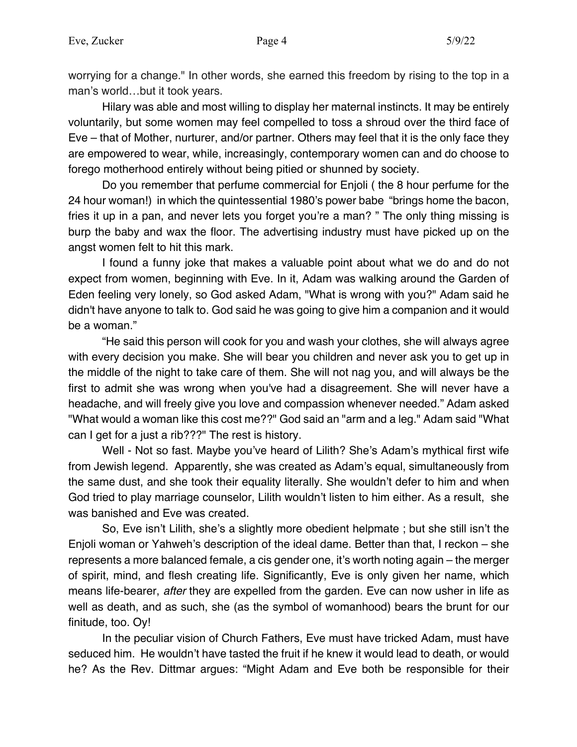worrying for a change." In other words, she earned this freedom by rising to the top in a man's world…but it took years.

Hilary was able and most willing to display her maternal instincts. It may be entirely voluntarily, but some women may feel compelled to toss a shroud over the third face of Eve – that of Mother, nurturer, and/or partner. Others may feel that it is the only face they are empowered to wear, while, increasingly, contemporary women can and do choose to forego motherhood entirely without being pitied or shunned by society.

Do you remember that perfume commercial for Enjoli ( the 8 hour perfume for the 24 hour woman!) in which the quintessential 1980's power babe "brings home the bacon, fries it up in a pan, and never lets you forget you're a man? " The only thing missing is burp the baby and wax the floor. The advertising industry must have picked up on the angst women felt to hit this mark.

I found a funny joke that makes a valuable point about what we do and do not expect from women, beginning with Eve. In it, Adam was walking around the Garden of Eden feeling very lonely, so God asked Adam, "What is wrong with you?" Adam said he didn't have anyone to talk to. God said he was going to give him a companion and it would be a woman."

"He said this person will cook for you and wash your clothes, she will always agree with every decision you make. She will bear you children and never ask you to get up in the middle of the night to take care of them. She will not nag you, and will always be the first to admit she was wrong when you've had a disagreement. She will never have a headache, and will freely give you love and compassion whenever needed." Adam asked "What would a woman like this cost me??" God said an "arm and a leg." Adam said "What can I get for a just a rib???" The rest is history.

Well - Not so fast. Maybe you've heard of Lilith? She's Adam's mythical first wife from Jewish legend. Apparently, she was created as Adam's equal, simultaneously from the same dust, and she took their equality literally. She wouldn't defer to him and when God tried to play marriage counselor, Lilith wouldn't listen to him either. As a result, she was banished and Eve was created.

So, Eve isn't Lilith, she's a slightly more obedient helpmate ; but she still isn't the Enjoli woman or Yahweh's description of the ideal dame. Better than that, I reckon – she represents a more balanced female, a cis gender one, it's worth noting again – the merger of spirit, mind, and flesh creating life. Significantly, Eve is only given her name, which means life-bearer, *after* they are expelled from the garden. Eve can now usher in life as well as death, and as such, she (as the symbol of womanhood) bears the brunt for our finitude, too. Oy!

In the peculiar vision of Church Fathers, Eve must have tricked Adam, must have seduced him. He wouldn't have tasted the fruit if he knew it would lead to death, or would he? As the Rev. Dittmar argues: "Might Adam and Eve both be responsible for their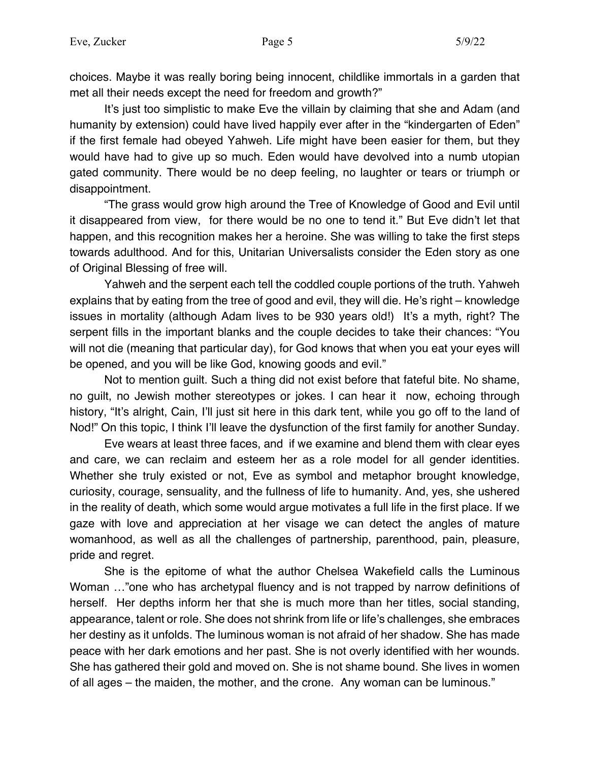choices. Maybe it was really boring being innocent, childlike immortals in a garden that met all their needs except the need for freedom and growth?"

It's just too simplistic to make Eve the villain by claiming that she and Adam (and humanity by extension) could have lived happily ever after in the "kindergarten of Eden" if the first female had obeyed Yahweh. Life might have been easier for them, but they would have had to give up so much. Eden would have devolved into a numb utopian gated community. There would be no deep feeling, no laughter or tears or triumph or disappointment.

"The grass would grow high around the Tree of Knowledge of Good and Evil until it disappeared from view, for there would be no one to tend it." But Eve didn't let that happen, and this recognition makes her a heroine. She was willing to take the first steps towards adulthood. And for this, Unitarian Universalists consider the Eden story as one of Original Blessing of free will.

Yahweh and the serpent each tell the coddled couple portions of the truth. Yahweh explains that by eating from the tree of good and evil, they will die. He's right – knowledge issues in mortality (although Adam lives to be 930 years old!) It's a myth, right? The serpent fills in the important blanks and the couple decides to take their chances: "You will not die (meaning that particular day), for God knows that when you eat your eyes will be opened, and you will be like God, knowing goods and evil."

Not to mention guilt. Such a thing did not exist before that fateful bite. No shame, no guilt, no Jewish mother stereotypes or jokes. I can hear it now, echoing through history, "It's alright, Cain, I'll just sit here in this dark tent, while you go off to the land of Nod!" On this topic, I think I'll leave the dysfunction of the first family for another Sunday.

Eve wears at least three faces, and if we examine and blend them with clear eyes and care, we can reclaim and esteem her as a role model for all gender identities. Whether she truly existed or not, Eve as symbol and metaphor brought knowledge, curiosity, courage, sensuality, and the fullness of life to humanity. And, yes, she ushered in the reality of death, which some would argue motivates a full life in the first place. If we gaze with love and appreciation at her visage we can detect the angles of mature womanhood, as well as all the challenges of partnership, parenthood, pain, pleasure, pride and regret.

She is the epitome of what the author Chelsea Wakefield calls the Luminous Woman …"one who has archetypal fluency and is not trapped by narrow definitions of herself. Her depths inform her that she is much more than her titles, social standing, appearance, talent or role. She does not shrink from life or life's challenges, she embraces her destiny as it unfolds. The luminous woman is not afraid of her shadow. She has made peace with her dark emotions and her past. She is not overly identified with her wounds. She has gathered their gold and moved on. She is not shame bound. She lives in women of all ages – the maiden, the mother, and the crone. Any woman can be luminous."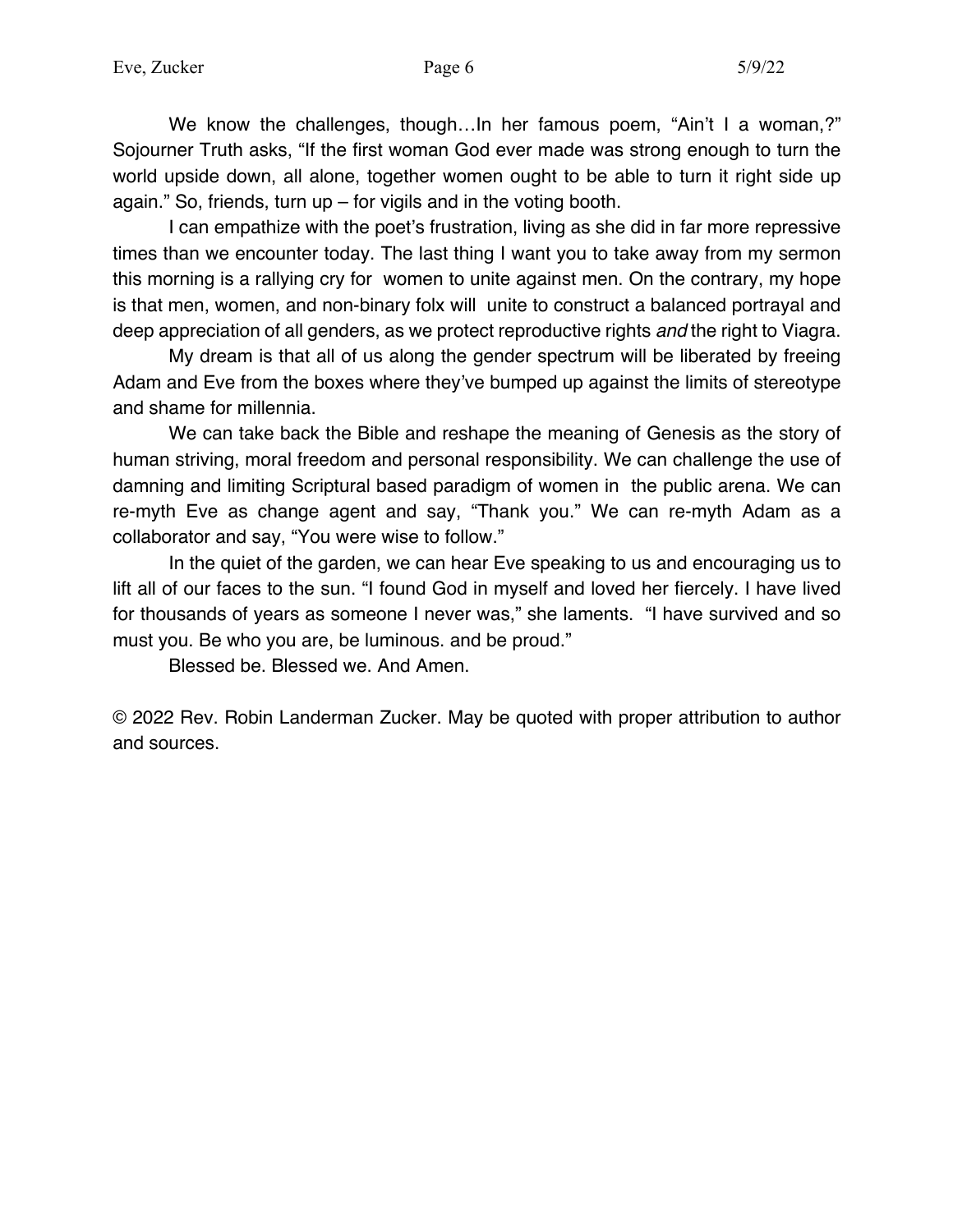We know the challenges, though…In her famous poem, "Ain't I a woman,?" Sojourner Truth asks, "If the first woman God ever made was strong enough to turn the world upside down, all alone, together women ought to be able to turn it right side up again." So, friends, turn up – for vigils and in the voting booth.

I can empathize with the poet's frustration, living as she did in far more repressive times than we encounter today. The last thing I want you to take away from my sermon this morning is a rallying cry for women to unite against men. On the contrary, my hope is that men, women, and non-binary folx will unite to construct a balanced portrayal and deep appreciation of all genders, as we protect reproductive rights *and* the right to Viagra.

My dream is that all of us along the gender spectrum will be liberated by freeing Adam and Eve from the boxes where they've bumped up against the limits of stereotype and shame for millennia.

We can take back the Bible and reshape the meaning of Genesis as the story of human striving, moral freedom and personal responsibility. We can challenge the use of damning and limiting Scriptural based paradigm of women in the public arena. We can re-myth Eve as change agent and say, "Thank you." We can re-myth Adam as a collaborator and say, "You were wise to follow."

In the quiet of the garden, we can hear Eve speaking to us and encouraging us to lift all of our faces to the sun. "I found God in myself and loved her fiercely. I have lived for thousands of years as someone I never was," she laments. "I have survived and so must you. Be who you are, be luminous. and be proud."

Blessed be. Blessed we. And Amen.

© 2022 Rev. Robin Landerman Zucker. May be quoted with proper attribution to author and sources.